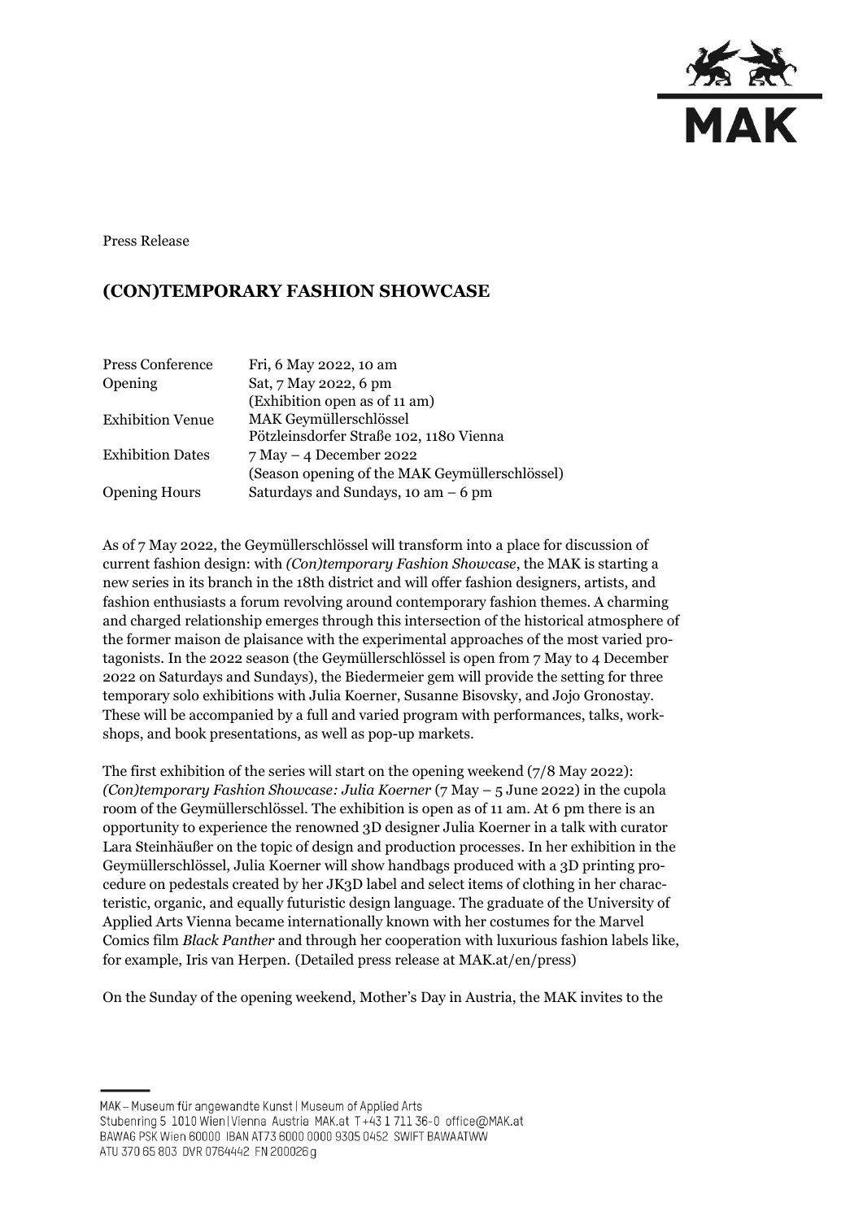Press Release

# (CON)TEMPORARY FASHION SHOWCASE

| | |
|---|---|
| Press Conference | Fri, 6 May 2022, 10 am |
| Opening | Sat, 7 May 2022, 6 pm (Exhibition open as of 11 am) |
| Exhibition Venue | MAK Geymüllerschlössel Pötzleinsdorfer Straße 102, 1180 Vienna |
| Exhibition Dates | 7 May – 4 December 2022 (Season opening of the MAK Geymüllerschlössel) |
| Opening Hours | Saturdays and Sundays, 10 am – 6 pm |

As of 7 May 2022, the Geymüllerschlössel will transform into a place for discussion of current fashion design: with *(Con)temporary Fashion Showcase*, the MAK is starting a new series in its branch in the 18th district and will offer fashion designers, artists, and fashion enthusiasts a forum revolving around contemporary fashion themes. A charming and charged relationship emerges through this intersection of the historical atmosphere of the former maison de plaisance with the experimental approaches of the most varied protagonists. In the 2022 season (the Geymüllerschlössel is open from 7 May to 4 December 2022 on Saturdays and Sundays), the Biedermeier gem will provide the setting for three temporary solo exhibitions with Julia Koerner, Susanne Bisovsky, and Jojo Gronostay. These will be accompanied by a full and varied program with performances, talks, workshops, and book presentations, as well as pop-up markets.

The first exhibition of the series will start on the opening weekend (7/8 May 2022): *(Con)temporary Fashion Showcase: Julia Koerner* (7 May – 5 June 2022) in the cupola room of the Geymüllerschlössel. The exhibition is open as of 11 am. At 6 pm there is an opportunity to experience the renowned 3D designer Julia Koerner in a talk with curator Lara Steinhäußer on the topic of design and production processes. In her exhibition in the Geymüllerschlössel, Julia Koerner will show handbags produced with a 3D printing procedure on pedestals created by her JK3D label and select items of clothing in her characteristic, organic, and equally futuristic design language. The graduate of the University of Applied Arts Vienna became internationally known with her costumes for the Marvel Comics film *Black Panther* and through her cooperation with luxurious fashion labels like, for example, Iris van Herpen. (Detailed press release at MAK.at/en/press)

On the Sunday of the opening weekend, Mother's Day in Austria, the MAK invites to the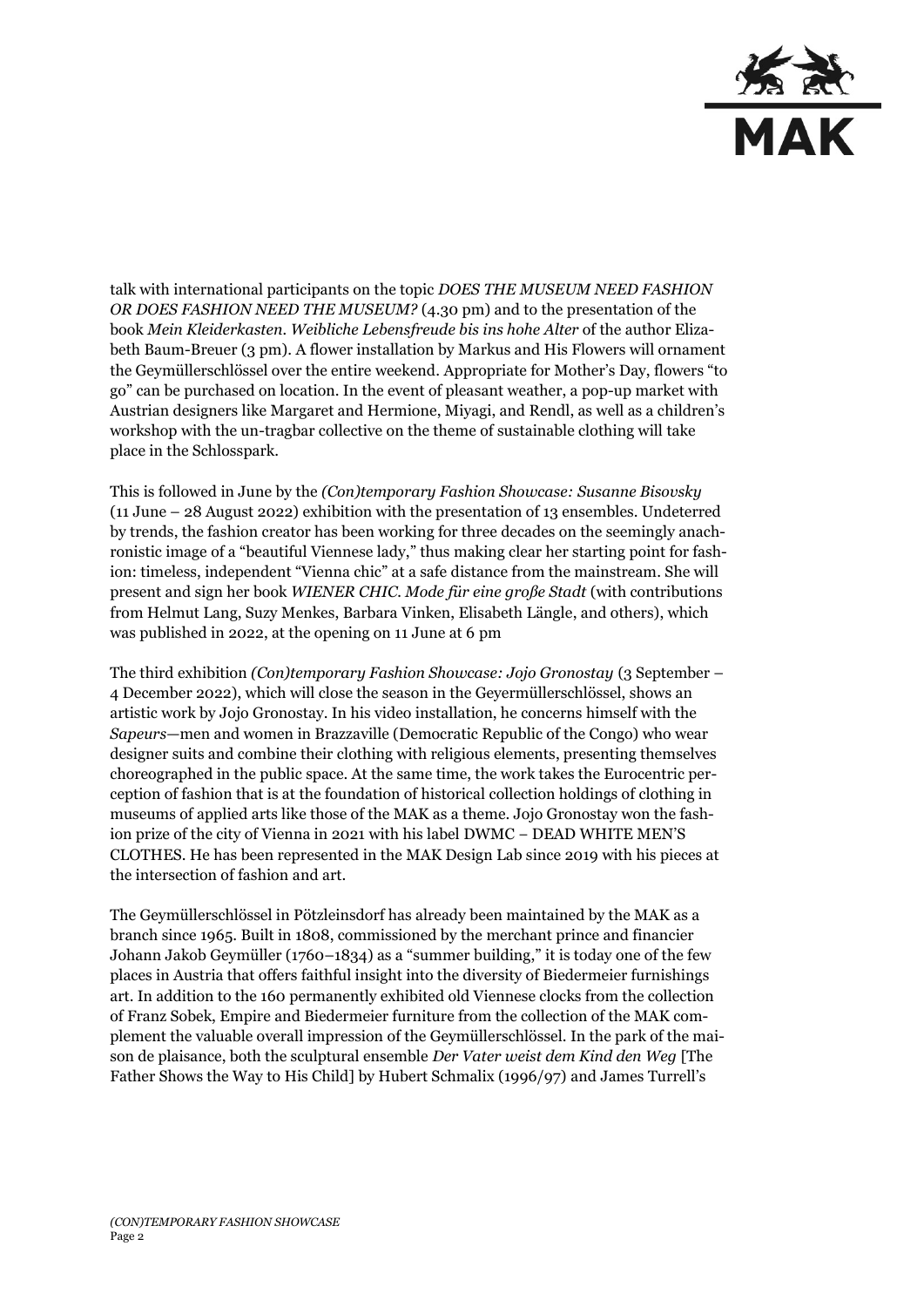talk with international participants on the topic *DOES THE MUSEUM NEED FASHION OR DOES FASHION NEED THE MUSEUM?* (4.30 pm) and to the presentation of the book *Mein Kleiderkasten. Weibliche Lebensfreude bis ins hohe Alter* of the author Elizabeth Baum-Breuer (3 pm). A flower installation by Markus and His Flowers will ornament the Geymüllerschlössel over the entire weekend. Appropriate for Mother's Day, flowers "to go" can be purchased on location. In the event of pleasant weather, a pop-up market with Austrian designers like Margaret and Hermione, Miyagi, and Rendl, as well as a children's workshop with the un-tragbar collective on the theme of sustainable clothing will take place in the Schlosspark.

This is followed in June by the *(Con)temporary Fashion Showcase: Susanne Bisovsky* (11 June – 28 August 2022) exhibition with the presentation of 13 ensembles. Undeterred by trends, the fashion creator has been working for three decades on the seemingly anachronistic image of a "beautiful Viennese lady," thus making clear her starting point for fashion: timeless, independent "Vienna chic" at a safe distance from the mainstream. She will present and sign her book *WIENER CHIC. Mode für eine große Stadt* (with contributions from Helmut Lang, Suzy Menkes, Barbara Vinken, Elisabeth Längle, and others), which was published in 2022, at the opening on 11 June at 6 pm

The third exhibition *(Con)temporary Fashion Showcase: Jojo Gronostay* (3 September – 4 December 2022), which will close the season in the Geyermüllerschlössel, shows an artistic work by Jojo Gronostay. In his video installation, he concerns himself with the *Sapeurs*—men and women in Brazzaville (Democratic Republic of the Congo) who wear designer suits and combine their clothing with religious elements, presenting themselves choreographed in the public space. At the same time, the work takes the Eurocentric perception of fashion that is at the foundation of historical collection holdings of clothing in museums of applied arts like those of the MAK as a theme. Jojo Gronostay won the fashion prize of the city of Vienna in 2021 with his label DWMC – DEAD WHITE MEN'S CLOTHES. He has been represented in the MAK Design Lab since 2019 with his pieces at the intersection of fashion and art.

The Geymüllerschlössel in Pötzleinsdorf has already been maintained by the MAK as a branch since 1965. Built in 1808, commissioned by the merchant prince and financier Johann Jakob Geymüller (1760–1834) as a "summer building," it is today one of the few places in Austria that offers faithful insight into the diversity of Biedermeier furnishings art. In addition to the 160 permanently exhibited old Viennese clocks from the collection of Franz Sobek, Empire and Biedermeier furniture from the collection of the MAK complement the valuable overall impression of the Geymüllerschlössel. In the park of the maison de plaisance, both the sculptural ensemble *Der Vater weist dem Kind den Weg* [The Father Shows the Way to His Child] by Hubert Schmalix (1996/97) and James Turrell's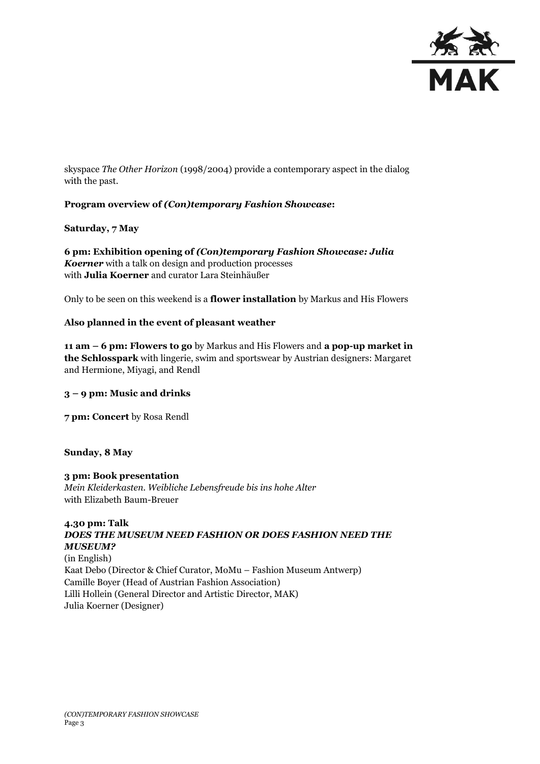skyspace *The Other Horizon* (1998/2004) provide a contemporary aspect in the dialog with the past.

**Program overview of *(Con)temporary Fashion Showcase*:**

**Saturday, 7 May**

**6 pm: Exhibition opening of *(Con)temporary Fashion Showcase: Julia Koerner*** with a talk on design and production processes with **Julia Koerner** and curator Lara Steinhäußer

Only to be seen on this weekend is a **flower installation** by Markus and His Flowers

**Also planned in the event of pleasant weather**

**11 am – 6 pm: Flowers to go** by Markus and His Flowers and **a pop-up market in the Schlosspark** with lingerie, swim and sportswear by Austrian designers: Margaret and Hermione, Miyagi, and Rendl

**3 – 9 pm: Music and drinks**

**7 pm: Concert** by Rosa Rendl

**Sunday, 8 May**

**3 pm: Book presentation**
*Mein Kleiderkasten. Weibliche Lebensfreude bis ins hohe Alter*
with Elizabeth Baum-Breuer

**4.30 pm: Talk**
***DOES THE MUSEUM NEED FASHION OR DOES FASHION NEED THE MUSEUM?***
(in English)
Kaat Debo (Director & Chief Curator, MoMu – Fashion Museum Antwerp)
Camille Boyer (Head of Austrian Fashion Association)
Lilli Hollein (General Director and Artistic Director, MAK)
Julia Koerner (Designer)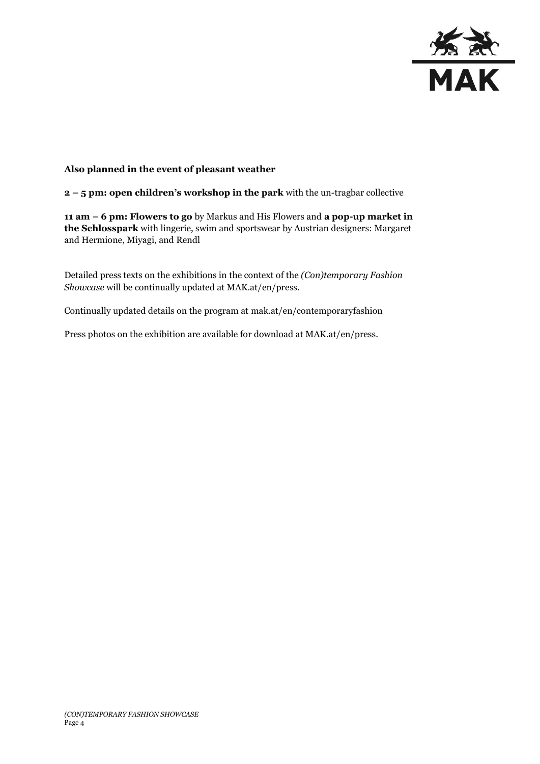**Also planned in the event of pleasant weather**

**2 – 5 pm: open children's workshop in the park** with the un-tragbar collective

**11 am – 6 pm: Flowers to go** by Markus and His Flowers and **a pop-up market in the Schlosspark** with lingerie, swim and sportswear by Austrian designers: Margaret and Hermione, Miyagi, and Rendl

Detailed press texts on the exhibitions in the context of the *(Con)temporary Fashion Showcase* will be continually updated at MAK.at/en/press.

Continually updated details on the program at mak.at/en/contemporaryfashion

Press photos on the exhibition are available for download at MAK.at/en/press.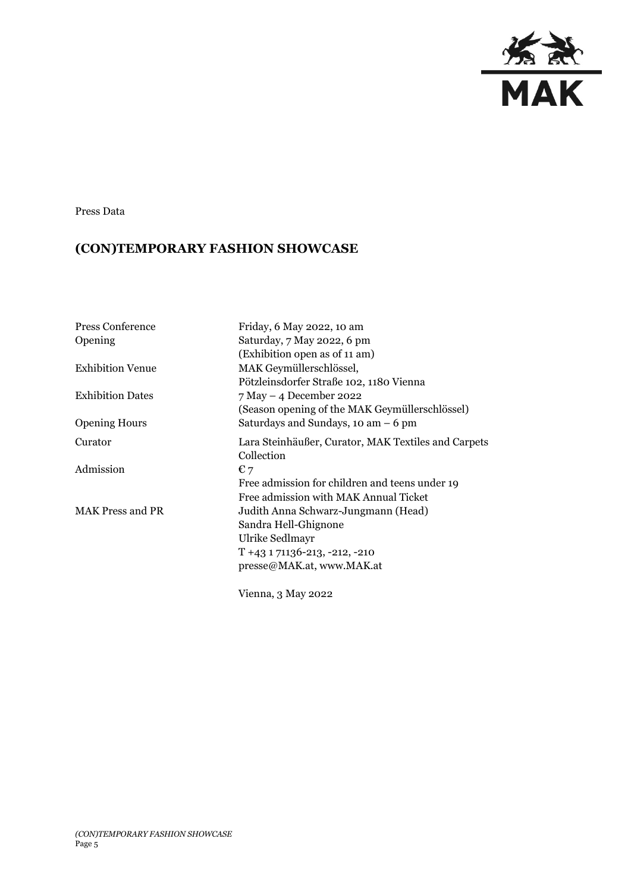Press Data

## (CON)TEMPORARY FASHION SHOWCASE

| | |
|---|---|
| Press Conference | Friday, 6 May 2022, 10 am |
| Opening | Saturday, 7 May 2022, 6 pm<br>(Exhibition open as of 11 am) |
| Exhibition Venue | MAK Geymüllerschlössel,<br>Pötzleinsdorfer Straße 102, 1180 Vienna |
| Exhibition Dates | 7 May – 4 December 2022<br>(Season opening of the MAK Geymüllerschlössel) |
| Opening Hours | Saturdays and Sundays, 10 am – 6 pm |
| Curator | Lara Steinhäußer, Curator, MAK Textiles and Carpets Collection |
| Admission | € 7<br>Free admission for children and teens under 19<br>Free admission with MAK Annual Ticket |
| MAK Press and PR | Judith Anna Schwarz-Jungmann (Head)<br>Sandra Hell-Ghignone<br>Ulrike Sedlmayr<br>T +43 1 71136-213, -212, -210<br>presse@MAK.at, www.MAK.at |

Vienna, 3 May 2022